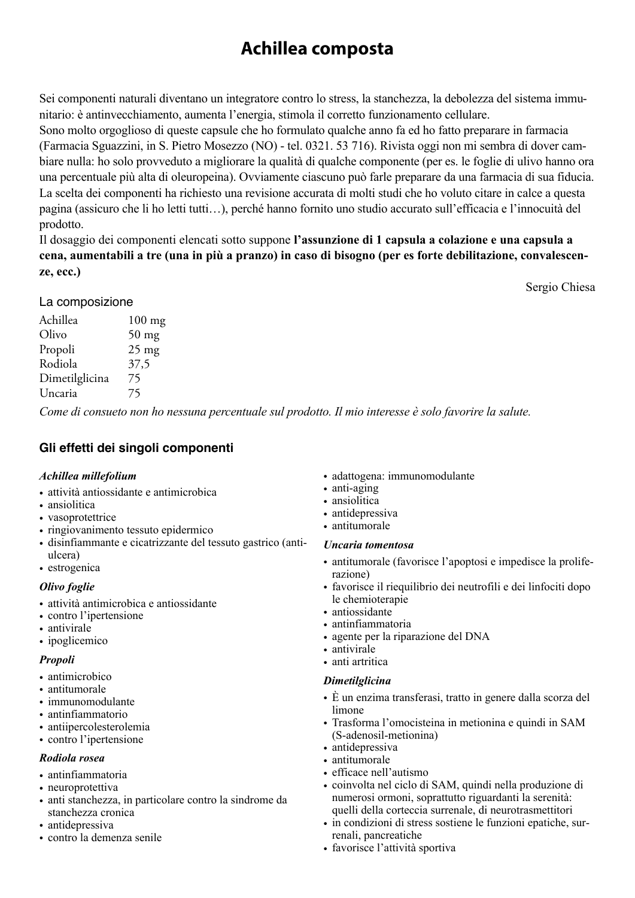# Achillea composta

Sei componenti naturali diventano un integratore contro lo stress, la stanchezza, la debolezza del sistema immunitario: è antinvecchiamento, aumenta l'energia, stimola il corretto funzionamento cellulare.
Sono molto orgoglioso di queste capsule che ho formulato qualche anno fa ed ho fatto preparare in farmacia (Farmacia Sguazzini, in S. Pietro Mosezzo (NO) - tel. 0321. 53 716). Rivista oggi non mi sembra di dover cambiare nulla: ho solo provveduto a migliorare la qualità di qualche componente (per es. le foglie di ulivo hanno ora una percentuale più alta di oleuropeina). Ovviamente ciascuno può farle preparare da una farmacia di sua fiducia.
La scelta dei componenti ha richiesto una revisione accurata di molti studi che ho voluto citare in calce a questa pagina (assicuro che li ho letti tutti…), perché hanno fornito uno studio accurato sull'efficacia e l'innocuità del prodotto.
Il dosaggio dei componenti elencati sotto suppone **l'assunzione di 1 capsula a colazione e una capsula a cena, aumentabili a tre (una in più a pranzo) in caso di bisogno (per es forte debilitazione, convalescenze, ecc.)**

Sergio Chiesa

## La composizione

| | |
|---|---|
| Achillea | 100 mg |
| Olivo | 50 mg |
| Propoli | 25 mg |
| Rodiola | 37,5 |
| Dimetilglicina | 75 |
| Uncaria | 75 |

*Come di consueto non ho nessuna percentuale sul prodotto. Il mio interesse è solo favorire la salute.*

## Gli effetti dei singoli componenti

### *Achillea millefolium*

- attività antiossidante e antimicrobica
- ansiolitica
- vasoprotettrice
- ringiovanimento tessuto epidermico
- disinfiammante e cicatrizzante del tessuto gastrico (antiulcera)
- estrogenica

### *Olivo foglie*

- attività antimicrobica e antiossidante
- contro l'ipertensione
- antivirale
- ipoglicemico

### *Propoli*

- antimicrobico
- antitumorale
- immunomodulante
- antinfiammatorio
- antiipercolesterolemia
- contro l'ipertensione

### *Rodiola rosea*

- antinfiammatoria
- neuroprotettiva
- anti stanchezza, in particolare contro la sindrome da stanchezza cronica
- antidepressiva
- contro la demenza senile
- adattogena: immunomodulante
- anti-aging
- ansiolitica
- antidepressiva
- antitumorale

### *Uncaria tomentosa*

- antitumorale (favorisce l'apoptosi e impedisce la proliferazione)
- favorisce il riequilibrio dei neutrofili e dei linfociti dopo le chemioterapie
- antiossidante
- antinfiammatoria
- agente per la riparazione del DNA
- antivirale
- anti artritica

### *Dimetilglicina*

- È un enzima transferasi, tratto in genere dalla scorza del limone
- Trasforma l'omocisteina in metionina e quindi in SAM (S-adenosil-metionina)
- antidepressiva
- antitumorale
- efficace nell'autismo
- coinvolta nel ciclo di SAM, quindi nella produzione di numerosi ormoni, soprattutto riguardanti la serenità: quelli della corteccia surrenale, di neurotrasmettitori
- in condizioni di stress sostiene le funzioni epatiche, surrenali, pancreatiche
- favorisce l'attività sportiva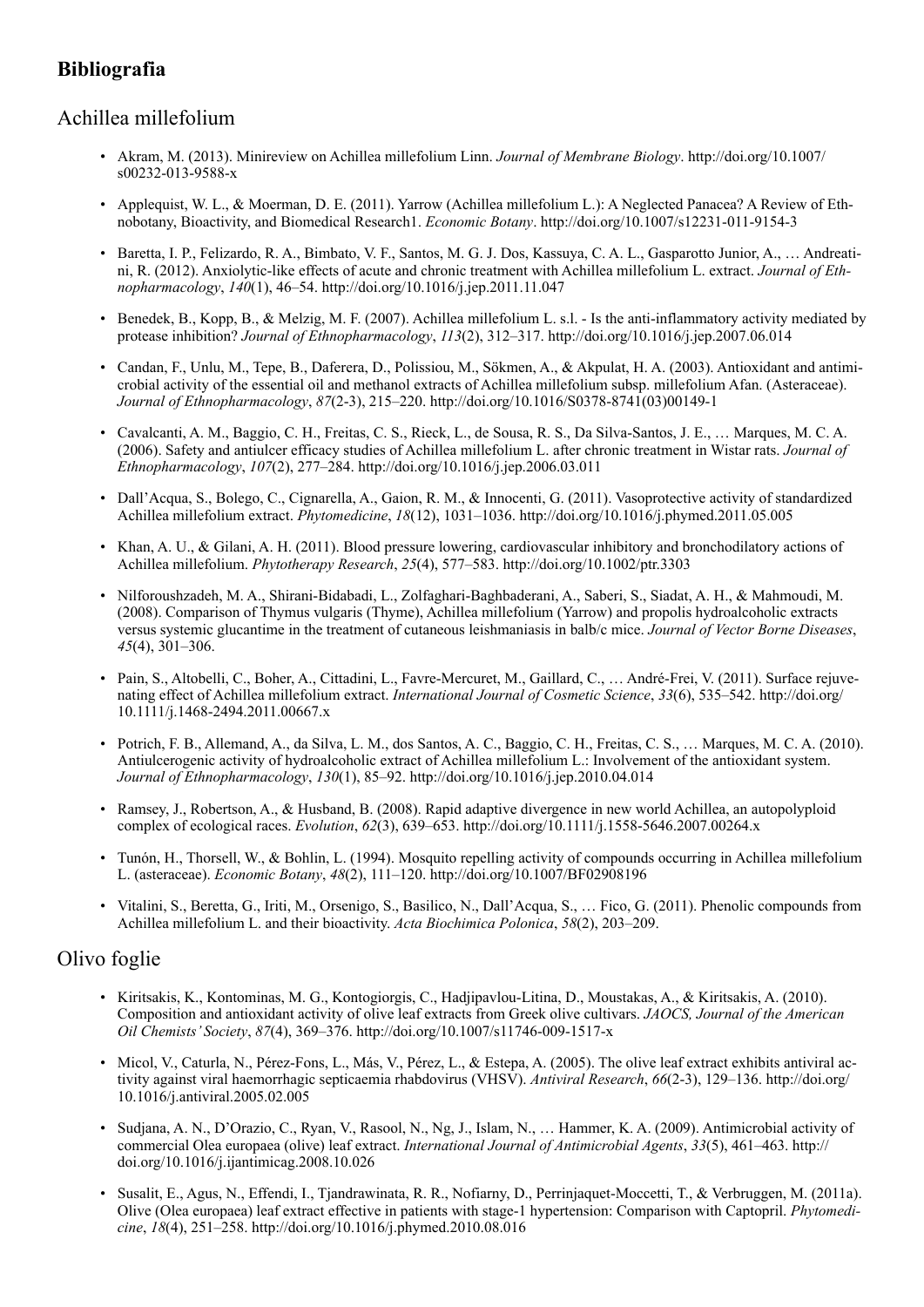# Bibliografia

## Achillea millefolium

- Akram, M. (2013). Minireview on Achillea millefolium Linn. *Journal of Membrane Biology*. http://doi.org/10.1007/s00232-013-9588-x
- Applequist, W. L., & Moerman, D. E. (2011). Yarrow (Achillea millefolium L.): A Neglected Panacea? A Review of Ethnobotany, Bioactivity, and Biomedical Research1. *Economic Botany*. http://doi.org/10.1007/s12231-011-9154-3
- Baretta, I. P., Felizardo, R. A., Bimbato, V. F., Santos, M. G. J. Dos, Kassuya, C. A. L., Gasparotto Junior, A., … Andreatini, R. (2012). Anxiolytic-like effects of acute and chronic treatment with Achillea millefolium L. extract. *Journal of Ethnopharmacology*, *140*(1), 46–54. http://doi.org/10.1016/j.jep.2011.11.047
- Benedek, B., Kopp, B., & Melzig, M. F. (2007). Achillea millefolium L. s.l. - Is the anti-inflammatory activity mediated by protease inhibition? *Journal of Ethnopharmacology*, *113*(2), 312–317. http://doi.org/10.1016/j.jep.2007.06.014
- Candan, F., Unlu, M., Tepe, B., Daferera, D., Polissiou, M., Sökmen, A., & Akpulat, H. A. (2003). Antioxidant and antimicrobial activity of the essential oil and methanol extracts of Achillea millefolium subsp. millefolium Afan. (Asteraceae). *Journal of Ethnopharmacology*, *87*(2-3), 215–220. http://doi.org/10.1016/S0378-8741(03)00149-1
- Cavalcanti, A. M., Baggio, C. H., Freitas, C. S., Rieck, L., de Sousa, R. S., Da Silva-Santos, J. E., … Marques, M. C. A. (2006). Safety and antiulcer efficacy studies of Achillea millefolium L. after chronic treatment in Wistar rats. *Journal of Ethnopharmacology*, *107*(2), 277–284. http://doi.org/10.1016/j.jep.2006.03.011
- Dall'Acqua, S., Bolego, C., Cignarella, A., Gaion, R. M., & Innocenti, G. (2011). Vasoprotective activity of standardized Achillea millefolium extract. *Phytomedicine*, *18*(12), 1031–1036. http://doi.org/10.1016/j.phymed.2011.05.005
- Khan, A. U., & Gilani, A. H. (2011). Blood pressure lowering, cardiovascular inhibitory and bronchodilatory actions of Achillea millefolium. *Phytotherapy Research*, *25*(4), 577–583. http://doi.org/10.1002/ptr.3303
- Nilforoushzadeh, M. A., Shirani-Bidabadi, L., Zolfaghari-Baghbaderani, A., Saberi, S., Siadat, A. H., & Mahmoudi, M. (2008). Comparison of Thymus vulgaris (Thyme), Achillea millefolium (Yarrow) and propolis hydroalcoholic extracts versus systemic glucantime in the treatment of cutaneous leishmaniasis in balb/c mice. *Journal of Vector Borne Diseases*, *45*(4), 301–306.
- Pain, S., Altobelli, C., Boher, A., Cittadini, L., Favre-Mercuret, M., Gaillard, C., … André-Frei, V. (2011). Surface rejuvenating effect of Achillea millefolium extract. *International Journal of Cosmetic Science*, *33*(6), 535–542. http://doi.org/10.1111/j.1468-2494.2011.00667.x
- Potrich, F. B., Allemand, A., da Silva, L. M., dos Santos, A. C., Baggio, C. H., Freitas, C. S., … Marques, M. C. A. (2010). Antiulcerogenic activity of hydroalcoholic extract of Achillea millefolium L.: Involvement of the antioxidant system. *Journal of Ethnopharmacology*, *130*(1), 85–92. http://doi.org/10.1016/j.jep.2010.04.014
- Ramsey, J., Robertson, A., & Husband, B. (2008). Rapid adaptive divergence in new world Achillea, an autopolyploid complex of ecological races. *Evolution*, *62*(3), 639–653. http://doi.org/10.1111/j.1558-5646.2007.00264.x
- Tunón, H., Thorsell, W., & Bohlin, L. (1994). Mosquito repelling activity of compounds occurring in Achillea millefolium L. (asteraceae). *Economic Botany*, *48*(2), 111–120. http://doi.org/10.1007/BF02908196
- Vitalini, S., Beretta, G., Iriti, M., Orsenigo, S., Basilico, N., Dall'Acqua, S., … Fico, G. (2011). Phenolic compounds from Achillea millefolium L. and their bioactivity. *Acta Biochimica Polonica*, *58*(2), 203–209.

## Olivo foglie

- Kiritsakis, K., Kontominas, M. G., Kontogiorgis, C., Hadjipavlou-Litina, D., Moustakas, A., & Kiritsakis, A. (2010). Composition and antioxidant activity of olive leaf extracts from Greek olive cultivars. *JAOCS, Journal of the American Oil Chemists' Society*, *87*(4), 369–376. http://doi.org/10.1007/s11746-009-1517-x
- Micol, V., Caturla, N., Pérez-Fons, L., Más, V., Pérez, L., & Estepa, A. (2005). The olive leaf extract exhibits antiviral activity against viral haemorrhagic septicaemia rhabdovirus (VHSV). *Antiviral Research*, *66*(2-3), 129–136. http://doi.org/10.1016/j.antiviral.2005.02.005
- Sudjana, A. N., D'Orazio, C., Ryan, V., Rasool, N., Ng, J., Islam, N., … Hammer, K. A. (2009). Antimicrobial activity of commercial Olea europaea (olive) leaf extract. *International Journal of Antimicrobial Agents*, *33*(5), 461–463. http://doi.org/10.1016/j.ijantimicag.2008.10.026
- Susalit, E., Agus, N., Effendi, I., Tjandrawinata, R. R., Nofiarny, D., Perrinjaquet-Moccetti, T., & Verbruggen, M. (2011a). Olive (Olea europaea) leaf extract effective in patients with stage-1 hypertension: Comparison with Captopril. *Phytomedicine*, *18*(4), 251–258. http://doi.org/10.1016/j.phymed.2010.08.016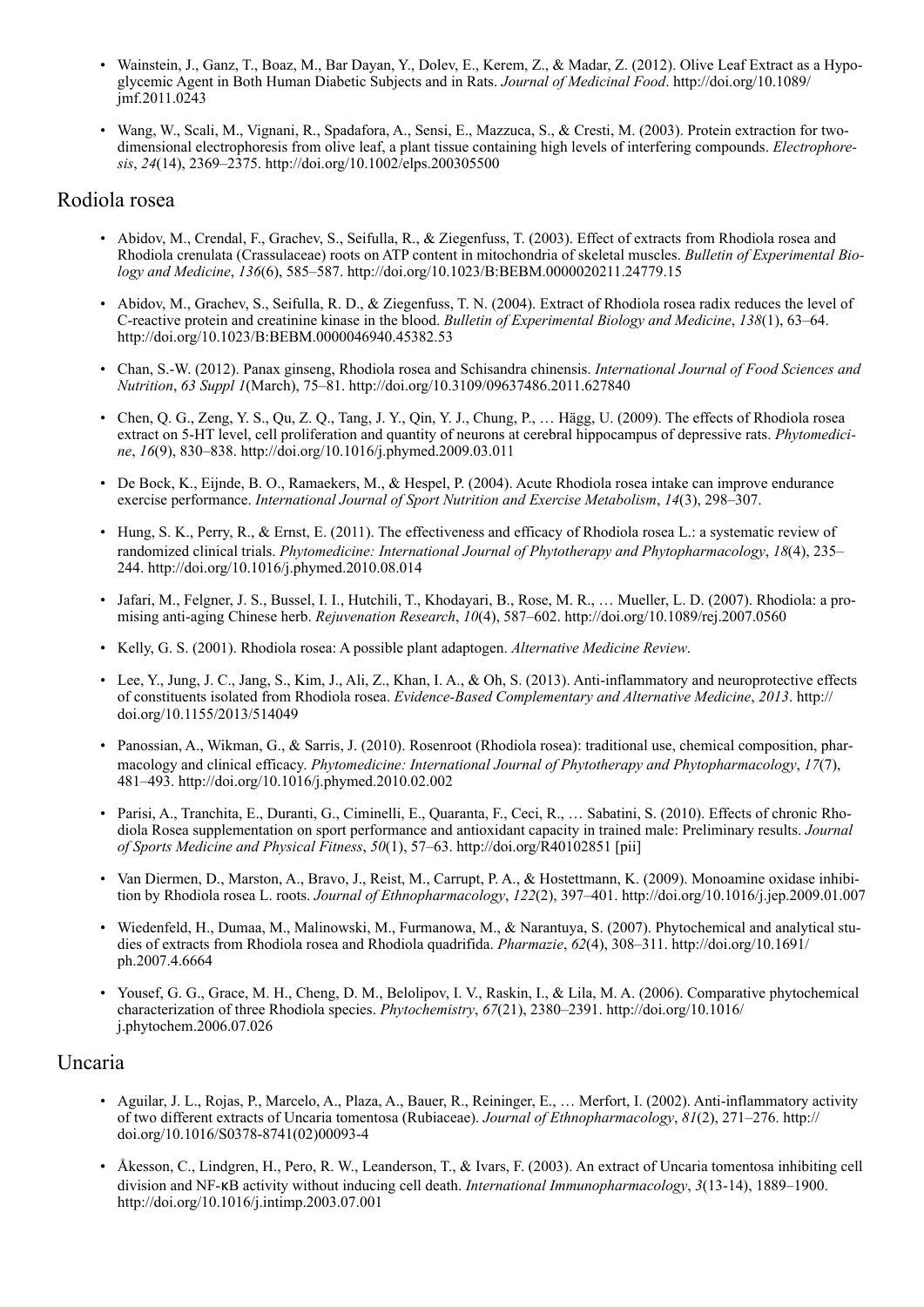- Wainstein, J., Ganz, T., Boaz, M., Bar Dayan, Y., Dolev, E., Kerem, Z., & Madar, Z. (2012). Olive Leaf Extract as a Hypoglycemic Agent in Both Human Diabetic Subjects and in Rats. *Journal of Medicinal Food*. http://doi.org/10.1089/jmf.2011.0243
- Wang, W., Scali, M., Vignani, R., Spadafora, A., Sensi, E., Mazzuca, S., & Cresti, M. (2003). Protein extraction for two-dimensional electrophoresis from olive leaf, a plant tissue containing high levels of interfering compounds. *Electrophoresis*, *24*(14), 2369–2375. http://doi.org/10.1002/elps.200305500

## Rodiola rosea

- Abidov, M., Crendal, F., Grachev, S., Seifulla, R., & Ziegenfuss, T. (2003). Effect of extracts from Rhodiola rosea and Rhodiola crenulata (Crassulaceae) roots on ATP content in mitochondria of skeletal muscles. *Bulletin of Experimental Biology and Medicine*, *136*(6), 585–587. http://doi.org/10.1023/B:BEBM.0000020211.24779.15
- Abidov, M., Grachev, S., Seifulla, R. D., & Ziegenfuss, T. N. (2004). Extract of Rhodiola rosea radix reduces the level of C-reactive protein and creatinine kinase in the blood. *Bulletin of Experimental Biology and Medicine*, *138*(1), 63–64. http://doi.org/10.1023/B:BEBM.0000046940.45382.53
- Chan, S.-W. (2012). Panax ginseng, Rhodiola rosea and Schisandra chinensis. *International Journal of Food Sciences and Nutrition*, *63 Suppl 1*(March), 75–81. http://doi.org/10.3109/09637486.2011.627840
- Chen, Q. G., Zeng, Y. S., Qu, Z. Q., Tang, J. Y., Qin, Y. J., Chung, P., … Hägg, U. (2009). The effects of Rhodiola rosea extract on 5-HT level, cell proliferation and quantity of neurons at cerebral hippocampus of depressive rats. *Phytomedicine*, *16*(9), 830–838. http://doi.org/10.1016/j.phymed.2009.03.011
- De Bock, K., Eijnde, B. O., Ramaekers, M., & Hespel, P. (2004). Acute Rhodiola rosea intake can improve endurance exercise performance. *International Journal of Sport Nutrition and Exercise Metabolism*, *14*(3), 298–307.
- Hung, S. K., Perry, R., & Ernst, E. (2011). The effectiveness and efficacy of Rhodiola rosea L.: a systematic review of randomized clinical trials. *Phytomedicine: International Journal of Phytotherapy and Phytopharmacology*, *18*(4), 235–244. http://doi.org/10.1016/j.phymed.2010.08.014
- Jafari, M., Felgner, J. S., Bussel, I. I., Hutchili, T., Khodayari, B., Rose, M. R., … Mueller, L. D. (2007). Rhodiola: a promising anti-aging Chinese herb. *Rejuvenation Research*, *10*(4), 587–602. http://doi.org/10.1089/rej.2007.0560
- Kelly, G. S. (2001). Rhodiola rosea: A possible plant adaptogen. *Alternative Medicine Review*.
- Lee, Y., Jung, J. C., Jang, S., Kim, J., Ali, Z., Khan, I. A., & Oh, S. (2013). Anti-inflammatory and neuroprotective effects of constituents isolated from Rhodiola rosea. *Evidence-Based Complementary and Alternative Medicine*, *2013*. http://doi.org/10.1155/2013/514049
- Panossian, A., Wikman, G., & Sarris, J. (2010). Rosenroot (Rhodiola rosea): traditional use, chemical composition, pharmacology and clinical efficacy. *Phytomedicine: International Journal of Phytotherapy and Phytopharmacology*, *17*(7), 481–493. http://doi.org/10.1016/j.phymed.2010.02.002
- Parisi, A., Tranchita, E., Duranti, G., Ciminelli, E., Quaranta, F., Ceci, R., … Sabatini, S. (2010). Effects of chronic Rhodiola Rosea supplementation on sport performance and antioxidant capacity in trained male: Preliminary results. *Journal of Sports Medicine and Physical Fitness*, *50*(1), 57–63. http://doi.org/R40102851 [pii]
- Van Diermen, D., Marston, A., Bravo, J., Reist, M., Carrupt, P. A., & Hostettmann, K. (2009). Monoamine oxidase inhibition by Rhodiola rosea L. roots. *Journal of Ethnopharmacology*, *122*(2), 397–401. http://doi.org/10.1016/j.jep.2009.01.007
- Wiedenfeld, H., Dumaa, M., Malinowski, M., Furmanowa, M., & Narantuya, S. (2007). Phytochemical and analytical studies of extracts from Rhodiola rosea and Rhodiola quadrifida. *Pharmazie*, *62*(4), 308–311. http://doi.org/10.1691/ph.2007.4.6664
- Yousef, G. G., Grace, M. H., Cheng, D. M., Belolipov, I. V., Raskin, I., & Lila, M. A. (2006). Comparative phytochemical characterization of three Rhodiola species. *Phytochemistry*, *67*(21), 2380–2391. http://doi.org/10.1016/j.phytochem.2006.07.026

## Uncaria

- Aguilar, J. L., Rojas, P., Marcelo, A., Plaza, A., Bauer, R., Reininger, E., … Merfort, I. (2002). Anti-inflammatory activity of two different extracts of Uncaria tomentosa (Rubiaceae). *Journal of Ethnopharmacology*, *81*(2), 271–276. http://doi.org/10.1016/S0378-8741(02)00093-4
- Åkesson, C., Lindgren, H., Pero, R. W., Leanderson, T., & Ivars, F. (2003). An extract of Uncaria tomentosa inhibiting cell division and NF-κB activity without inducing cell death. *International Immunopharmacology*, *3*(13-14), 1889–1900. http://doi.org/10.1016/j.intimp.2003.07.001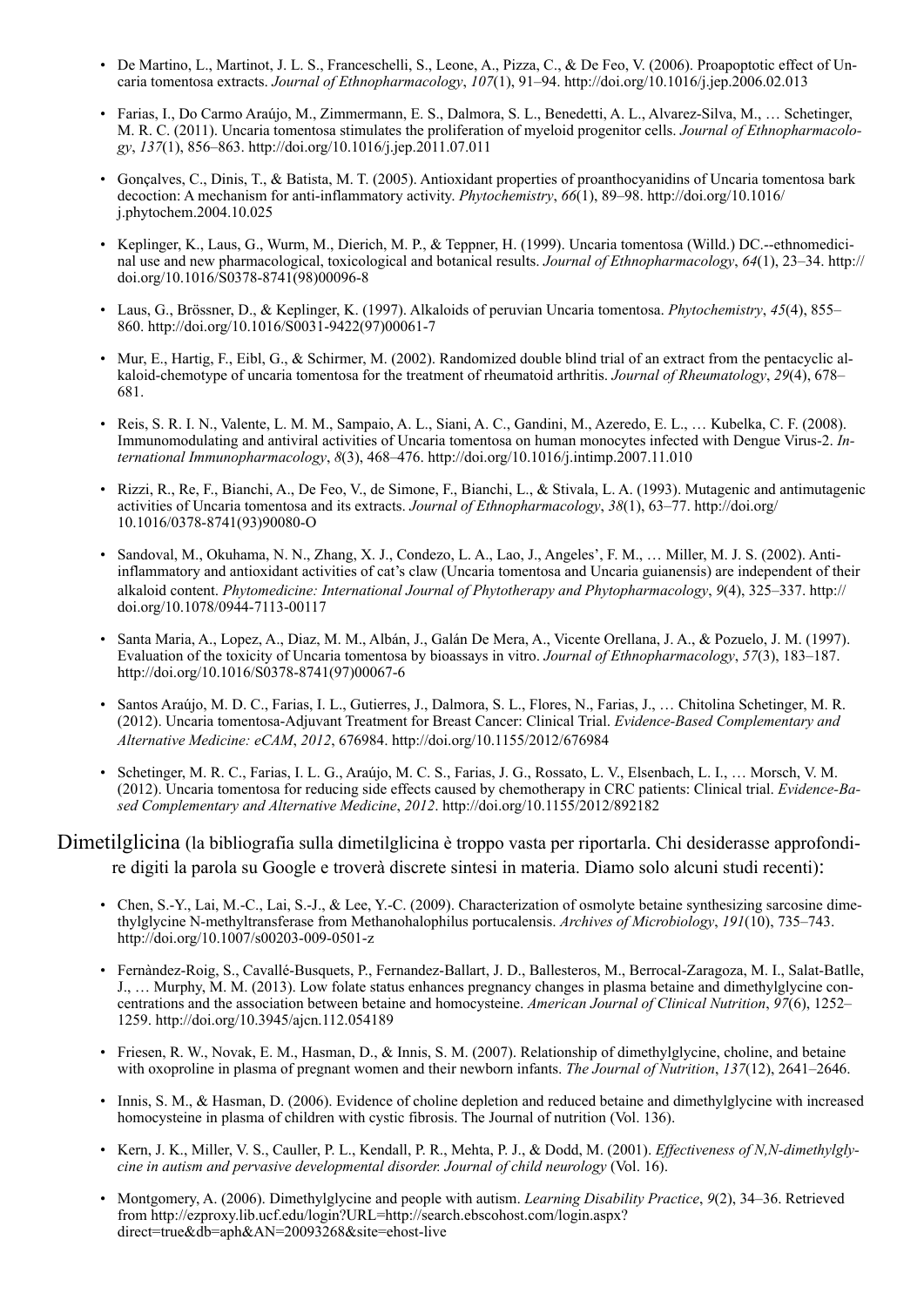- De Martino, L., Martinot, J. L. S., Franceschelli, S., Leone, A., Pizza, C., & De Feo, V. (2006). Proapoptotic effect of Uncaria tomentosa extracts. *Journal of Ethnopharmacology*, *107*(1), 91–94. http://doi.org/10.1016/j.jep.2006.02.013

- Farias, I., Do Carmo Araújo, M., Zimmermann, E. S., Dalmora, S. L., Benedetti, A. L., Alvarez-Silva, M., … Schetinger, M. R. C. (2011). Uncaria tomentosa stimulates the proliferation of myeloid progenitor cells. *Journal of Ethnopharmacology*, *137*(1), 856–863. http://doi.org/10.1016/j.jep.2011.07.011

- Gonçalves, C., Dinis, T., & Batista, M. T. (2005). Antioxidant properties of proanthocyanidins of Uncaria tomentosa bark decoction: A mechanism for anti-inflammatory activity. *Phytochemistry*, *66*(1), 89–98. http://doi.org/10.1016/j.phytochem.2004.10.025

- Keplinger, K., Laus, G., Wurm, M., Dierich, M. P., & Teppner, H. (1999). Uncaria tomentosa (Willd.) DC.--ethnomedicinal use and new pharmacological, toxicological and botanical results. *Journal of Ethnopharmacology*, *64*(1), 23–34. http://doi.org/10.1016/S0378-8741(98)00096-8

- Laus, G., Brössner, D., & Keplinger, K. (1997). Alkaloids of peruvian Uncaria tomentosa. *Phytochemistry*, *45*(4), 855–860. http://doi.org/10.1016/S0031-9422(97)00061-7

- Mur, E., Hartig, F., Eibl, G., & Schirmer, M. (2002). Randomized double blind trial of an extract from the pentacyclic alkaloid-chemotype of uncaria tomentosa for the treatment of rheumatoid arthritis. *Journal of Rheumatology*, *29*(4), 678–681.

- Reis, S. R. I. N., Valente, L. M. M., Sampaio, A. L., Siani, A. C., Gandini, M., Azeredo, E. L., … Kubelka, C. F. (2008). Immunomodulating and antiviral activities of Uncaria tomentosa on human monocytes infected with Dengue Virus-2. *International Immunopharmacology*, *8*(3), 468–476. http://doi.org/10.1016/j.intimp.2007.11.010

- Rizzi, R., Re, F., Bianchi, A., De Feo, V., de Simone, F., Bianchi, L., & Stivala, L. A. (1993). Mutagenic and antimutagenic activities of Uncaria tomentosa and its extracts. *Journal of Ethnopharmacology*, *38*(1), 63–77. http://doi.org/10.1016/0378-8741(93)90080-O

- Sandoval, M., Okuhama, N. N., Zhang, X. J., Condezo, L. A., Lao, J., Angeles', F. M., … Miller, M. J. S. (2002). Anti-inflammatory and antioxidant activities of cat's claw (Uncaria tomentosa and Uncaria guianensis) are independent of their alkaloid content. *Phytomedicine: International Journal of Phytotherapy and Phytopharmacology*, *9*(4), 325–337. http://doi.org/10.1078/0944-7113-00117

- Santa Maria, A., Lopez, A., Diaz, M. M., Albán, J., Galán De Mera, A., Vicente Orellana, J. A., & Pozuelo, J. M. (1997). Evaluation of the toxicity of Uncaria tomentosa by bioassays in vitro. *Journal of Ethnopharmacology*, *57*(3), 183–187. http://doi.org/10.1016/S0378-8741(97)00067-6

- Santos Araújo, M. D. C., Farias, I. L., Gutierres, J., Dalmora, S. L., Flores, N., Farias, J., … Chitolina Schetinger, M. R. (2012). Uncaria tomentosa-Adjuvant Treatment for Breast Cancer: Clinical Trial. *Evidence-Based Complementary and Alternative Medicine: eCAM*, *2012*, 676984. http://doi.org/10.1155/2012/676984

- Schetinger, M. R. C., Farias, I. L. G., Araújo, M. C. S., Farias, J. G., Rossato, L. V., Elsenbach, L. I., … Morsch, V. M. (2012). Uncaria tomentosa for reducing side effects caused by chemotherapy in CRC patients: Clinical trial. *Evidence-Based Complementary and Alternative Medicine*, *2012*. http://doi.org/10.1155/2012/892182

Dimetilglicina (la bibliografia sulla dimetilglicina è troppo vasta per riportarla. Chi desiderasse approfondire digiti la parola su Google e troverà discrete sintesi in materia. Diamo solo alcuni studi recenti):

- Chen, S.-Y., Lai, M.-C., Lai, S.-J., & Lee, Y.-C. (2009). Characterization of osmolyte betaine synthesizing sarcosine dimethylglycine N-methyltransferase from Methanohalophilus portucalensis. *Archives of Microbiology*, *191*(10), 735–743. http://doi.org/10.1007/s00203-009-0501-z

- Fernàndez-Roig, S., Cavallé-Busquets, P., Fernandez-Ballart, J. D., Ballesteros, M., Berrocal-Zaragoza, M. I., Salat-Batlle, J., … Murphy, M. M. (2013). Low folate status enhances pregnancy changes in plasma betaine and dimethylglycine concentrations and the association between betaine and homocysteine. *American Journal of Clinical Nutrition*, *97*(6), 1252–1259. http://doi.org/10.3945/ajcn.112.054189

- Friesen, R. W., Novak, E. M., Hasman, D., & Innis, S. M. (2007). Relationship of dimethylglycine, choline, and betaine with oxoproline in plasma of pregnant women and their newborn infants. *The Journal of Nutrition*, *137*(12), 2641–2646.

- Innis, S. M., & Hasman, D. (2006). Evidence of choline depletion and reduced betaine and dimethylglycine with increased homocysteine in plasma of children with cystic fibrosis. The Journal of nutrition (Vol. 136).

- Kern, J. K., Miller, V. S., Cauller, P. L., Kendall, P. R., Mehta, P. J., & Dodd, M. (2001). *Effectiveness of N,N-dimethylglycine in autism and pervasive developmental disorder. Journal of child neurology* (Vol. 16).

- Montgomery, A. (2006). Dimethylglycine and people with autism. *Learning Disability Practice*, *9*(2), 34–36. Retrieved from http://ezproxy.lib.ucf.edu/login?URL=http://search.ebscohost.com/login.aspx?direct=true&db=aph&AN=20093268&site=ehost-live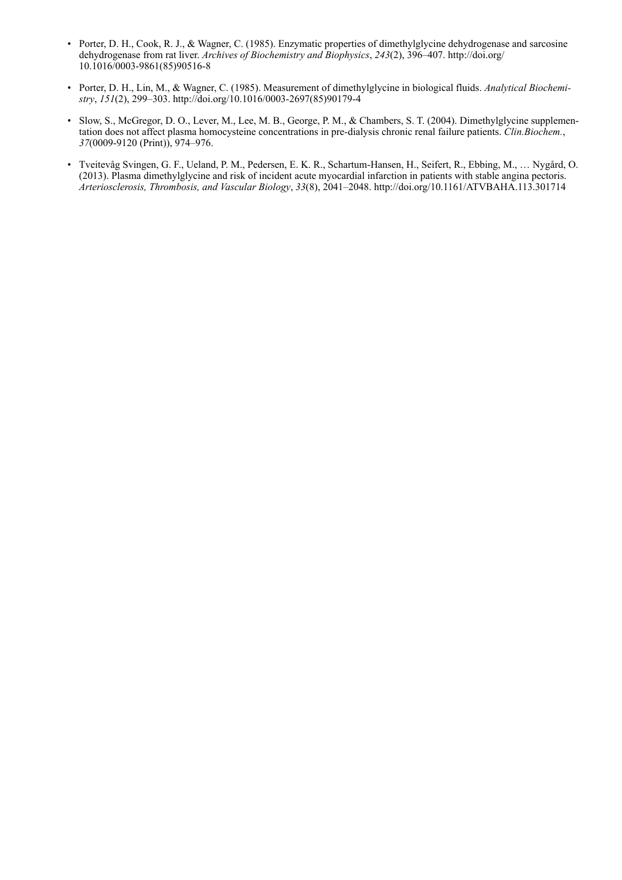- Porter, D. H., Cook, R. J., & Wagner, C. (1985). Enzymatic properties of dimethylglycine dehydrogenase and sarcosine dehydrogenase from rat liver. *Archives of Biochemistry and Biophysics*, *243*(2), 396–407. http://doi.org/10.1016/0003-9861(85)90516-8

- Porter, D. H., Lin, M., & Wagner, C. (1985). Measurement of dimethylglycine in biological fluids. *Analytical Biochemistry*, *151*(2), 299–303. http://doi.org/10.1016/0003-2697(85)90179-4

- Slow, S., McGregor, D. O., Lever, M., Lee, M. B., George, P. M., & Chambers, S. T. (2004). Dimethylglycine supplementation does not affect plasma homocysteine concentrations in pre-dialysis chronic renal failure patients. *Clin.Biochem.*, *37*(0009-9120 (Print)), 974–976.

- Tveitevåg Svingen, G. F., Ueland, P. M., Pedersen, E. K. R., Schartum-Hansen, H., Seifert, R., Ebbing, M., … Nygård, O. (2013). Plasma dimethylglycine and risk of incident acute myocardial infarction in patients with stable angina pectoris. *Arteriosclerosis, Thrombosis, and Vascular Biology*, *33*(8), 2041–2048. http://doi.org/10.1161/ATVBAHA.113.301714